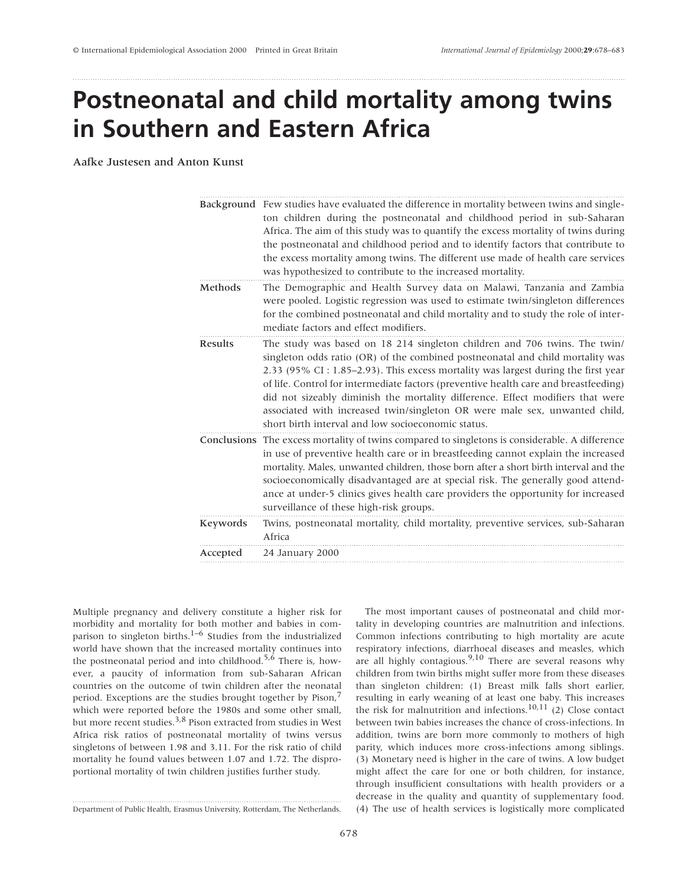# Postneonatal and child mortality among twins in Southern and Eastern Africa

Aafke Justesen and Anton Kunst

**Background** Few studies have evaluated the difference in mortality between twins and singleton children during the postneonatal and childhood period in sub-Saharan Africa. The aim of this study was to quantify the excess mortality of twins during the postneonatal and childhood period and to identify factors that contribute to the excess mortality among twins. The different use made of health care services was hypothesized to contribute to the increased mortality.

**Methods** The Demographic and Health Survey data on Malawi, Tanzania and Zambia were pooled. Logistic regression was used to estimate twin/singleton differences for the combined postneonatal and child mortality and to study the role of intermediate factors and effect modifiers.

**Results** The study was based on 18 214 singleton children and 706 twins. The twin/singleton odds ratio (OR) of the combined postneonatal and child mortality was 2.33 (95% CI : 1.85–2.93). This excess mortality was largest during the first year of life. Control for intermediate factors (preventive health care and breastfeeding) did not sizeably diminish the mortality difference. Effect modifiers that were associated with increased twin/singleton OR were male sex, unwanted child, short birth interval and low socioeconomic status.

**Conclusions** The excess mortality of twins compared to singletons is considerable. A difference in use of preventive health care or in breastfeeding cannot explain the increased mortality. Males, unwanted children, those born after a short birth interval and the socioeconomically disadvantaged are at special risk. The generally good attendance at under-5 clinics gives health care providers the opportunity for increased surveillance of these high-risk groups.

**Keywords** Twins, postneonatal mortality, child mortality, preventive services, sub-Saharan Africa

**Accepted** 24 January 2000

Multiple pregnancy and delivery constitute a higher risk for morbidity and mortality for both mother and babies in comparison to singleton births.[1–6] Studies from the industrialized world have shown that the increased mortality continues into the postneonatal period and into childhood.[5,6] There is, however, a paucity of information from sub-Saharan African countries on the outcome of twin children after the neonatal period. Exceptions are the studies brought together by Pison,[7] which were reported before the 1980s and some other small, but more recent studies.[3,8] Pison extracted from studies in West Africa risk ratios of postneonatal mortality of twins versus singletons of between 1.98 and 3.11. For the risk ratio of child mortality he found values between 1.07 and 1.72. The disproportional mortality of twin children justifies further study.

Department of Public Health, Erasmus University, Rotterdam, The Netherlands.

The most important causes of postneonatal and child mortality in developing countries are malnutrition and infections. Common infections contributing to high mortality are acute respiratory infections, diarrhoeal diseases and measles, which are all highly contagious.[9,10] There are several reasons why children from twin births might suffer more from these diseases than singleton children: (1) Breast milk falls short earlier, resulting in early weaning of at least one baby. This increases the risk for malnutrition and infections.[10,11] (2) Close contact between twin babies increases the chance of cross-infections. In addition, twins are born more commonly to mothers of high parity, which induces more cross-infections among siblings. (3) Monetary need is higher in the care of twins. A low budget might affect the care for one or both children, for instance, through insufficient consultations with health providers or a decrease in the quality and quantity of supplementary food. (4) The use of health services is logistically more complicated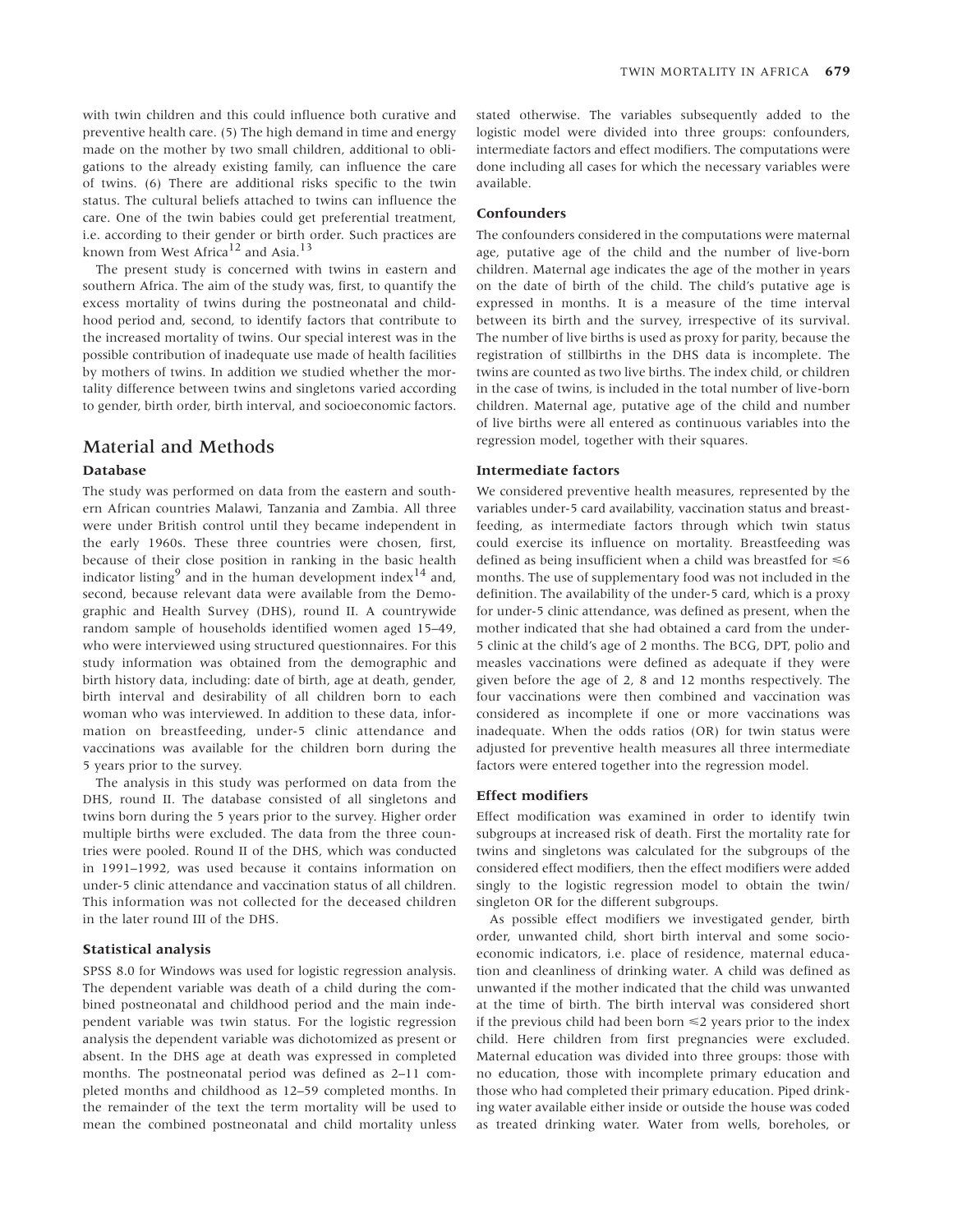with twin children and this could influence both curative and preventive health care. (5) The high demand in time and energy made on the mother by two small children, additional to obligations to the already existing family, can influence the care of twins. (6) There are additional risks specific to the twin status. The cultural beliefs attached to twins can influence the care. One of the twin babies could get preferential treatment, i.e. according to their gender or birth order. Such practices are known from West Africa[12] and Asia.[13]

The present study is concerned with twins in eastern and southern Africa. The aim of the study was, first, to quantify the excess mortality of twins during the postneonatal and childhood period and, second, to identify factors that contribute to the increased mortality of twins. Our special interest was in the possible contribution of inadequate use made of health facilities by mothers of twins. In addition we studied whether the mortality difference between twins and singletons varied according to gender, birth order, birth interval, and socioeconomic factors.

## Material and Methods

### Database

The study was performed on data from the eastern and southern African countries Malawi, Tanzania and Zambia. All three were under British control until they became independent in the early 1960s. These three countries were chosen, first, because of their close position in ranking in the basic health indicator listing[9] and in the human development index[14] and, second, because relevant data were available from the Demographic and Health Survey (DHS), round II. A countrywide random sample of households identified women aged 15–49, who were interviewed using structured questionnaires. For this study information was obtained from the demographic and birth history data, including: date of birth, age at death, gender, birth interval and desirability of all children born to each woman who was interviewed. In addition to these data, information on breastfeeding, under-5 clinic attendance and vaccinations was available for the children born during the 5 years prior to the survey.

The analysis in this study was performed on data from the DHS, round II. The database consisted of all singletons and twins born during the 5 years prior to the survey. Higher order multiple births were excluded. The data from the three countries were pooled. Round II of the DHS, which was conducted in 1991–1992, was used because it contains information on under-5 clinic attendance and vaccination status of all children. This information was not collected for the deceased children in the later round III of the DHS.

### Statistical analysis

SPSS 8.0 for Windows was used for logistic regression analysis. The dependent variable was death of a child during the combined postneonatal and childhood period and the main independent variable was twin status. For the logistic regression analysis the dependent variable was dichotomized as present or absent. In the DHS age at death was expressed in completed months. The postneonatal period was defined as 2–11 completed months and childhood as 12–59 completed months. In the remainder of the text the term mortality will be used to mean the combined postneonatal and child mortality unless stated otherwise. The variables subsequently added to the logistic model were divided into three groups: confounders, intermediate factors and effect modifiers. The computations were done including all cases for which the necessary variables were available.

### Confounders

The confounders considered in the computations were maternal age, putative age of the child and the number of live-born children. Maternal age indicates the age of the mother in years on the date of birth of the child. The child's putative age is expressed in months. It is a measure of the time interval between its birth and the survey, irrespective of its survival. The number of live births is used as proxy for parity, because the registration of stillbirths in the DHS data is incomplete. The twins are counted as two live births. The index child, or children in the case of twins, is included in the total number of live-born children. Maternal age, putative age of the child and number of live births were all entered as continuous variables into the regression model, together with their squares.

### Intermediate factors

We considered preventive health measures, represented by the variables under-5 card availability, vaccination status and breastfeeding, as intermediate factors through which twin status could exercise its influence on mortality. Breastfeeding was defined as being insufficient when a child was breastfed for $\leq$6 months. The use of supplementary food was not included in the definition. The availability of the under-5 card, which is a proxy for under-5 clinic attendance, was defined as present, when the mother indicated that she had obtained a card from the under-5 clinic at the child's age of 2 months. The BCG, DPT, polio and measles vaccinations were defined as adequate if they were given before the age of 2, 8 and 12 months respectively. The four vaccinations were then combined and vaccination was considered as incomplete if one or more vaccinations was inadequate. When the odds ratios (OR) for twin status were adjusted for preventive health measures all three intermediate factors were entered together into the regression model.

### Effect modifiers

Effect modification was examined in order to identify twin subgroups at increased risk of death. First the mortality rate for twins and singletons was calculated for the subgroups of the considered effect modifiers, then the effect modifiers were added singly to the logistic regression model to obtain the twin/singleton OR for the different subgroups.

As possible effect modifiers we investigated gender, birth order, unwanted child, short birth interval and some socioeconomic indicators, i.e. place of residence, maternal education and cleanliness of drinking water. A child was defined as unwanted if the mother indicated that the child was unwanted at the time of birth. The birth interval was considered short if the previous child had been born $\leq$2 years prior to the index child. Here children from first pregnancies were excluded. Maternal education was divided into three groups: those with no education, those with incomplete primary education and those who had completed their primary education. Piped drinking water available either inside or outside the house was coded as treated drinking water. Water from wells, boreholes, or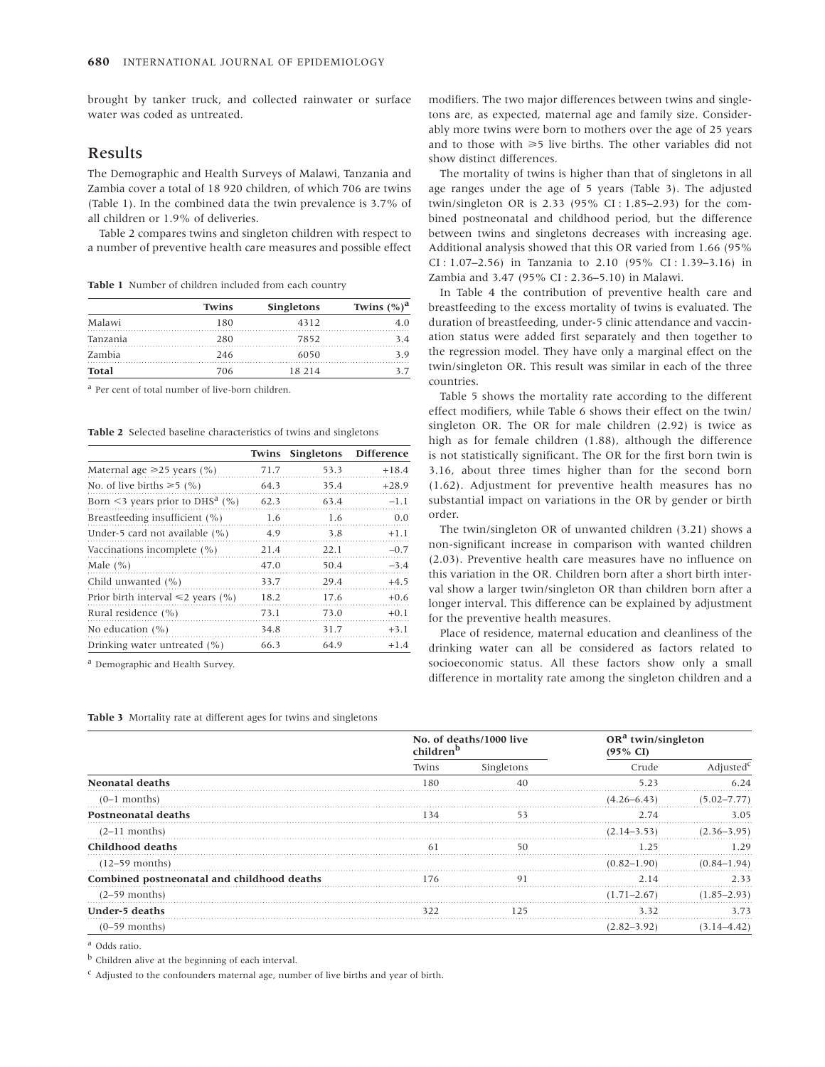brought by tanker truck, and collected rainwater or surface water was coded as untreated.

## Results

The Demographic and Health Surveys of Malawi, Tanzania and Zambia cover a total of 18 920 children, of which 706 are twins (Table 1). In the combined data the twin prevalence is 3.7% of all children or 1.9% of deliveries.

Table 2 compares twins and singleton children with respect to a number of preventive health care measures and possible effect modifiers. The two major differences between twins and singletons are, as expected, maternal age and family size. Considerably more twins were born to mothers over the age of 25 years and to those with ⩾5 live births. The other variables did not show distinct differences.

**Table 1** Number of children included from each country

| | Twins | Singletons | Twins (%)[a] |
|---|---|---|---|
| Malawi | 180 | 4312 | 4.0 |
| Tanzania | 280 | 7852 | 3.4 |
| Zambia | 246 | 6050 | 3.9 |
| **Total** | 706 | 18 214 | 3.7 |

[a] Per cent of total number of live-born children.

**Table 2** Selected baseline characteristics of twins and singletons

| | Twins | Singletons | Difference |
|---|---|---|---|
| Maternal age ⩾25 years (%) | 71.7 | 53.3 | +18.4 |
| No. of live births ⩾5 (%) | 64.3 | 35.4 | +28.9 |
| Born <3 years prior to DHS[a] (%) | 62.3 | 63.4 | −1.1 |
| Breastfeeding insufficient (%) | 1.6 | 1.6 | 0.0 |
| Under-5 card not available (%) | 4.9 | 3.8 | +1.1 |
| Vaccinations incomplete (%) | 21.4 | 22.1 | −0.7 |
| Male (%) | 47.0 | 50.4 | −3.4 |
| Child unwanted (%) | 33.7 | 29.4 | +4.5 |
| Prior birth interval ⩽2 years (%) | 18.2 | 17.6 | +0.6 |
| Rural residence (%) | 73.1 | 73.0 | +0.1 |
| No education (%) | 34.8 | 31.7 | +3.1 |
| Drinking water untreated (%) | 66.3 | 64.9 | +1.4 |

[a] Demographic and Health Survey.

The mortality of twins is higher than that of singletons in all age ranges under the age of 5 years (Table 3). The adjusted twin/singleton OR is 2.33 (95% CI : 1.85–2.93) for the combined postneonatal and childhood period, but the difference between twins and singletons decreases with increasing age. Additional analysis showed that this OR varied from 1.66 (95% CI : 1.07–2.56) in Tanzania to 2.10 (95% CI : 1.39–3.16) in Zambia and 3.47 (95% CI : 2.36–5.10) in Malawi.

In Table 4 the contribution of preventive health care and breastfeeding to the excess mortality of twins is evaluated. The duration of breastfeeding, under-5 clinic attendance and vaccination status were added first separately and then together to the regression model. They have only a marginal effect on the twin/singleton OR. This result was similar in each of the three countries.

Table 5 shows the mortality rate according to the different effect modifiers, while Table 6 shows their effect on the twin/singleton OR. The OR for male children (2.92) is twice as high as for female children (1.88), although the difference is not statistically significant. The OR for the first born twin is 3.16, about three times higher than for the second born (1.62). Adjustment for preventive health measures has no substantial impact on variations in the OR by gender or birth order.

The twin/singleton OR of unwanted children (3.21) shows a non-significant increase in comparison with wanted children (2.03). Preventive health care measures have no influence on this variation in the OR. Children born after a short birth interval show a larger twin/singleton OR than children born after a longer interval. This difference can be explained by adjustment for the preventive health measures.

Place of residence, maternal education and cleanliness of the drinking water can all be considered as factors related to socioeconomic status. All these factors show only a small difference in mortality rate among the singleton children and a

**Table 3** Mortality rate at different ages for twins and singletons

| | No. of deaths/1000 live children[b] | | OR[a] twin/singleton (95% CI) | |
|---|---|---|---|---|
| | Twins | Singletons | Crude | Adjusted[c] |
| **Neonatal deaths** | 180 | 40 | 5.23 | 6.24 |
| (0–1 months) | | | (4.26–6.43) | (5.02–7.77) |
| **Postneonatal deaths** | 134 | 53 | 2.74 | 3.05 |
| (2–11 months) | | | (2.14–3.53) | (2.36–3.95) |
| **Childhood deaths** | 61 | 50 | 1.25 | 1.29 |
| (12–59 months) | | | (0.82–1.90) | (0.84–1.94) |
| **Combined postneonatal and childhood deaths** | 176 | 91 | 2.14 | 2.33 |
| (2–59 months) | | | (1.71–2.67) | (1.85–2.93) |
| **Under-5 deaths** | 322 | 125 | 3.32 | 3.73 |
| (0–59 months) | | | (2.82–3.92) | (3.14–4.42) |

[a] Odds ratio.

[b] Children alive at the beginning of each interval.

[c] Adjusted to the confounders maternal age, number of live births and year of birth.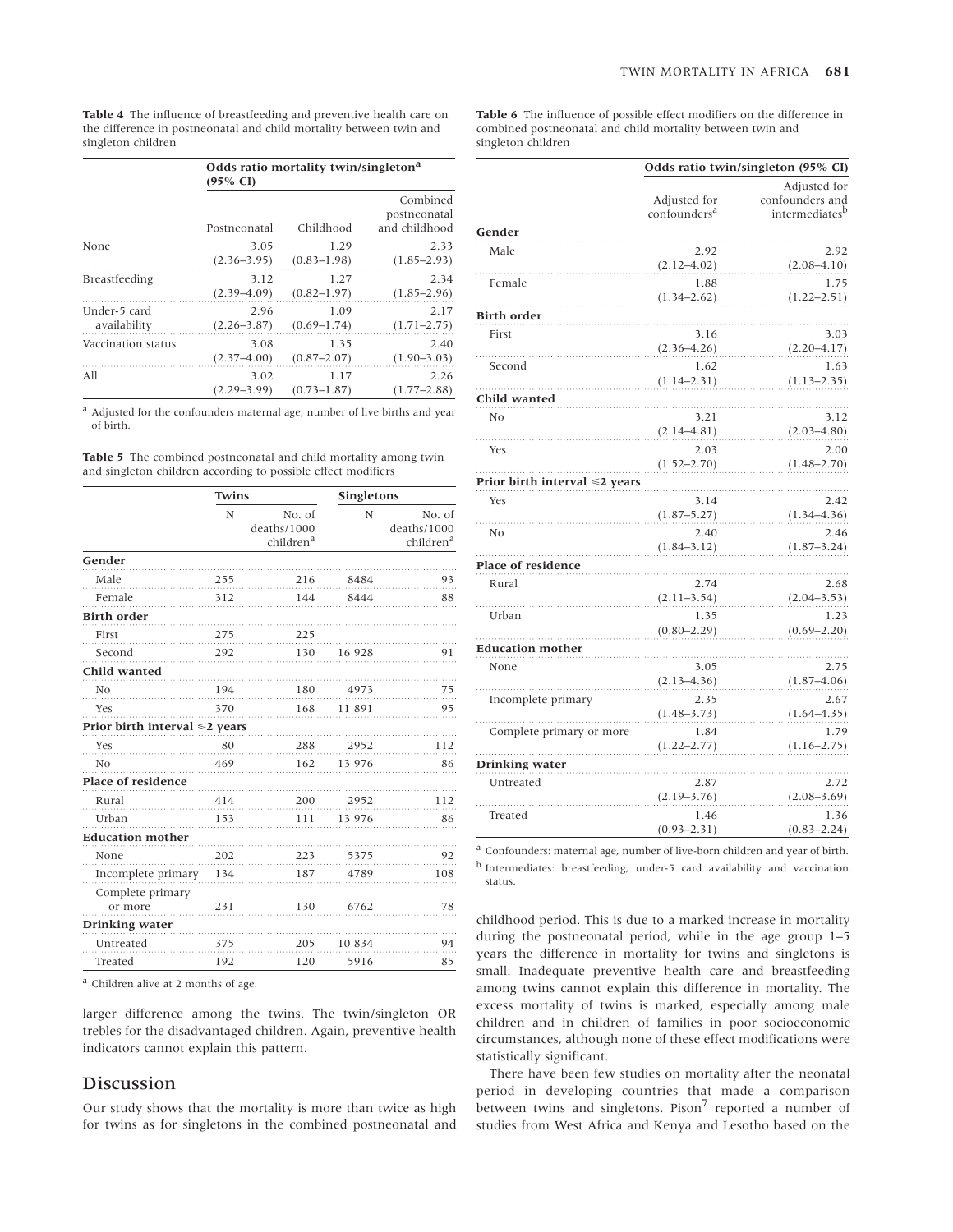**Table 4** The influence of breastfeeding and preventive health care on the difference in postneonatal and child mortality between twin and singleton children

| | Odds ratio mortality twin/singleton[a] (95% CI) | | |
|---|---|---|---|
| | Postneonatal | Childhood | Combined postneonatal and childhood |
| None | 3.05 (2.36–3.95) | 1.29 (0.83–1.98) | 2.33 (1.85–2.93) |
| Breastfeeding | 3.12 (2.39–4.09) | 1.27 (0.82–1.97) | 2.34 (1.85–2.96) |
| Under-5 card availability | 2.96 (2.26–3.87) | 1.09 (0.69–1.74) | 2.17 (1.71–2.75) |
| Vaccination status | 3.08 (2.37–4.00) | 1.35 (0.87–2.07) | 2.40 (1.90–3.03) |
| All | 3.02 (2.29–3.99) | 1.17 (0.73–1.87) | 2.26 (1.77–2.88) |

[a] Adjusted for the confounders maternal age, number of live births and year of birth.

**Table 5** The combined postneonatal and child mortality among twin and singleton children according to possible effect modifiers

| | Twins | | Singletons | |
|---|---|---|---|---|
| | N | No. of deaths/1000 children[a] | N | No. of deaths/1000 children[a] |
| **Gender** | | | | |
| Male | 255 | 216 | 8484 | 93 |
| Female | 312 | 144 | 8444 | 88 |
| **Birth order** | | | | |
| First | 275 | 225 | | |
| Second | 292 | 130 | 16 928 | 91 |
| **Child wanted** | | | | |
| No | 194 | 180 | 4973 | 75 |
| Yes | 370 | 168 | 11 891 | 95 |
| **Prior birth interval ≤2 years** | | | | |
| Yes | 80 | 288 | 2952 | 112 |
| No | 469 | 162 | 13 976 | 86 |
| **Place of residence** | | | | |
| Rural | 414 | 200 | 2952 | 112 |
| Urban | 153 | 111 | 13 976 | 86 |
| **Education mother** | | | | |
| None | 202 | 223 | 5375 | 92 |
| Incomplete primary | 134 | 187 | 4789 | 108 |
| Complete primary or more | 231 | 130 | 6762 | 78 |
| **Drinking water** | | | | |
| Untreated | 375 | 205 | 10 834 | 94 |
| Treated | 192 | 120 | 5916 | 85 |

[a] Children alive at 2 months of age.

larger difference among the twins. The twin/singleton OR trebles for the disadvantaged children. Again, preventive health indicators cannot explain this pattern.

## Discussion

Our study shows that the mortality is more than twice as high for twins as for singletons in the combined postneonatal and childhood period. This is due to a marked increase in mortality during the postneonatal period, while in the age group 1–5 years the difference in mortality for twins and singletons is small. Inadequate preventive health care and breastfeeding among twins cannot explain this difference in mortality. The excess mortality of twins is marked, especially among male children and in children of families in poor socioeconomic circumstances, although none of these effect modifications were statistically significant.

There have been few studies on mortality after the neonatal period in developing countries that made a comparison between twins and singletons. Pison[7] reported a number of studies from West Africa and Kenya and Lesotho based on the

**Table 6** The influence of possible effect modifiers on the difference in combined postneonatal and child mortality between twin and singleton children

| | Odds ratio twin/singleton (95% CI) | |
|---|---|---|
| | Adjusted for confounders[a] | Adjusted for confounders and intermediates[b] |
| **Gender** | | |
| Male | 2.92 (2.12–4.02) | 2.92 (2.08–4.10) |
| Female | 1.88 (1.34–2.62) | 1.75 (1.22–2.51) |
| **Birth order** | | |
| First | 3.16 (2.36–4.26) | 3.03 (2.20–4.17) |
| Second | 1.62 (1.14–2.31) | 1.63 (1.13–2.35) |
| **Child wanted** | | |
| No | 3.21 (2.14–4.81) | 3.12 (2.03–4.80) |
| Yes | 2.03 (1.52–2.70) | 2.00 (1.48–2.70) |
| **Prior birth interval ≤2 years** | | |
| Yes | 3.14 (1.87–5.27) | 2.42 (1.34–4.36) |
| No | 2.40 (1.84–3.12) | 2.46 (1.87–3.24) |
| **Place of residence** | | |
| Rural | 2.74 (2.11–3.54) | 2.68 (2.04–3.53) |
| Urban | 1.35 (0.80–2.29) | 1.23 (0.69–2.20) |
| **Education mother** | | |
| None | 3.05 (2.13–4.36) | 2.75 (1.87–4.06) |
| Incomplete primary | 2.35 (1.48–3.73) | 2.67 (1.64–4.35) |
| Complete primary or more | 1.84 (1.22–2.77) | 1.79 (1.16–2.75) |
| **Drinking water** | | |
| Untreated | 2.87 (2.19–3.76) | 2.72 (2.08–3.69) |
| Treated | 1.46 (0.93–2.31) | 1.36 (0.83–2.24) |

[a] Confounders: maternal age, number of live-born children and year of birth.
[b] Intermediates: breastfeeding, under-5 card availability and vaccination status.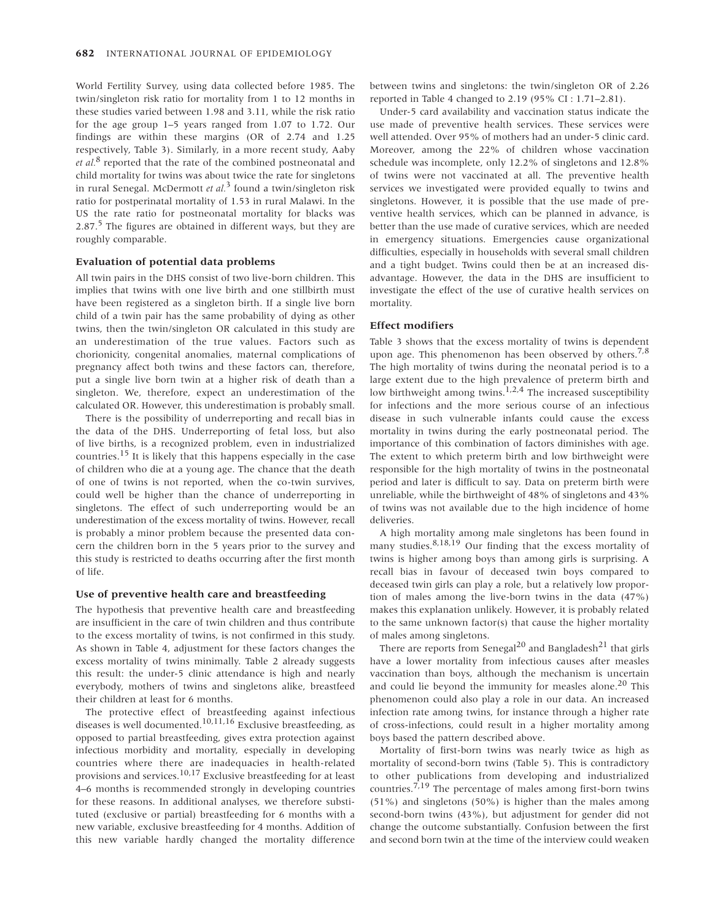World Fertility Survey, using data collected before 1985. The twin/singleton risk ratio for mortality from 1 to 12 months in these studies varied between 1.98 and 3.11, while the risk ratio for the age group 1–5 years ranged from 1.07 to 1.72. Our findings are within these margins (OR of 2.74 and 1.25 respectively, Table 3). Similarly, in a more recent study, Aaby *et al.*[8] reported that the rate of the combined postneonatal and child mortality for twins was about twice the rate for singletons in rural Senegal. McDermott *et al.*[3] found a twin/singleton risk ratio for postperinatal mortality of 1.53 in rural Malawi. In the US the rate ratio for postneonatal mortality for blacks was 2.87.[5] The figures are obtained in different ways, but they are roughly comparable.

### Evaluation of potential data problems

All twin pairs in the DHS consist of two live-born children. This implies that twins with one live birth and one stillbirth must have been registered as a singleton birth. If a single live born child of a twin pair has the same probability of dying as other twins, then the twin/singleton OR calculated in this study are an underestimation of the true values. Factors such as chorionicity, congenital anomalies, maternal complications of pregnancy affect both twins and these factors can, therefore, put a single live born twin at a higher risk of death than a singleton. We, therefore, expect an underestimation of the calculated OR. However, this underestimation is probably small.

There is the possibility of underreporting and recall bias in the data of the DHS. Underreporting of fetal loss, but also of live births, is a recognized problem, even in industrialized countries.[15] It is likely that this happens especially in the case of children who die at a young age. The chance that the death of one of twins is not reported, when the co-twin survives, could well be higher than the chance of underreporting in singletons. The effect of such underreporting would be an underestimation of the excess mortality of twins. However, recall is probably a minor problem because the presented data concern the children born in the 5 years prior to the survey and this study is restricted to deaths occurring after the first month of life.

### Use of preventive health care and breastfeeding

The hypothesis that preventive health care and breastfeeding are insufficient in the care of twin children and thus contribute to the excess mortality of twins, is not confirmed in this study. As shown in Table 4, adjustment for these factors changes the excess mortality of twins minimally. Table 2 already suggests this result: the under-5 clinic attendance is high and nearly everybody, mothers of twins and singletons alike, breastfeed their children at least for 6 months.

The protective effect of breastfeeding against infectious diseases is well documented.[10,11,16] Exclusive breastfeeding, as opposed to partial breastfeeding, gives extra protection against infectious morbidity and mortality, especially in developing countries where there are inadequacies in health-related provisions and services.[10,17] Exclusive breastfeeding for at least 4–6 months is recommended strongly in developing countries for these reasons. In additional analyses, we therefore substituted (exclusive or partial) breastfeeding for 6 months with a new variable, exclusive breastfeeding for 4 months. Addition of this new variable hardly changed the mortality difference between twins and singletons: the twin/singleton OR of 2.26 reported in Table 4 changed to 2.19 (95% CI : 1.71–2.81).

Under-5 card availability and vaccination status indicate the use made of preventive health services. These services were well attended. Over 95% of mothers had an under-5 clinic card. Moreover, among the 22% of children whose vaccination schedule was incomplete, only 12.2% of singletons and 12.8% of twins were not vaccinated at all. The preventive health services we investigated were provided equally to twins and singletons. However, it is possible that the use made of preventive health services, which can be planned in advance, is better than the use made of curative services, which are needed in emergency situations. Emergencies cause organizational difficulties, especially in households with several small children and a tight budget. Twins could then be at an increased disadvantage. However, the data in the DHS are insufficient to investigate the effect of the use of curative health services on mortality.

### Effect modifiers

Table 3 shows that the excess mortality of twins is dependent upon age. This phenomenon has been observed by others.[7,8] The high mortality of twins during the neonatal period is to a large extent due to the high prevalence of preterm birth and low birthweight among twins.[1,2,4] The increased susceptibility for infections and the more serious course of an infectious disease in such vulnerable infants could cause the excess mortality in twins during the early postneonatal period. The importance of this combination of factors diminishes with age. The extent to which preterm birth and low birthweight were responsible for the high mortality of twins in the postneonatal period and later is difficult to say. Data on preterm birth were unreliable, while the birthweight of 48% of singletons and 43% of twins was not available due to the high incidence of home deliveries.

A high mortality among male singletons has been found in many studies.[8,18,19] Our finding that the excess mortality of twins is higher among boys than among girls is surprising. A recall bias in favour of deceased twin boys compared to deceased twin girls can play a role, but a relatively low proportion of males among the live-born twins in the data (47%) makes this explanation unlikely. However, it is probably related to the same unknown factor(s) that cause the higher mortality of males among singletons.

There are reports from Senegal[20] and Bangladesh[21] that girls have a lower mortality from infectious causes after measles vaccination than boys, although the mechanism is uncertain and could lie beyond the immunity for measles alone.[20] This phenomenon could also play a role in our data. An increased infection rate among twins, for instance through a higher rate of cross-infections, could result in a higher mortality among boys based the pattern described above.

Mortality of first-born twins was nearly twice as high as mortality of second-born twins (Table 5). This is contradictory to other publications from developing and industrialized countries.[7,19] The percentage of males among first-born twins (51%) and singletons (50%) is higher than the males among second-born twins (43%), but adjustment for gender did not change the outcome substantially. Confusion between the first and second born twin at the time of the interview could weaken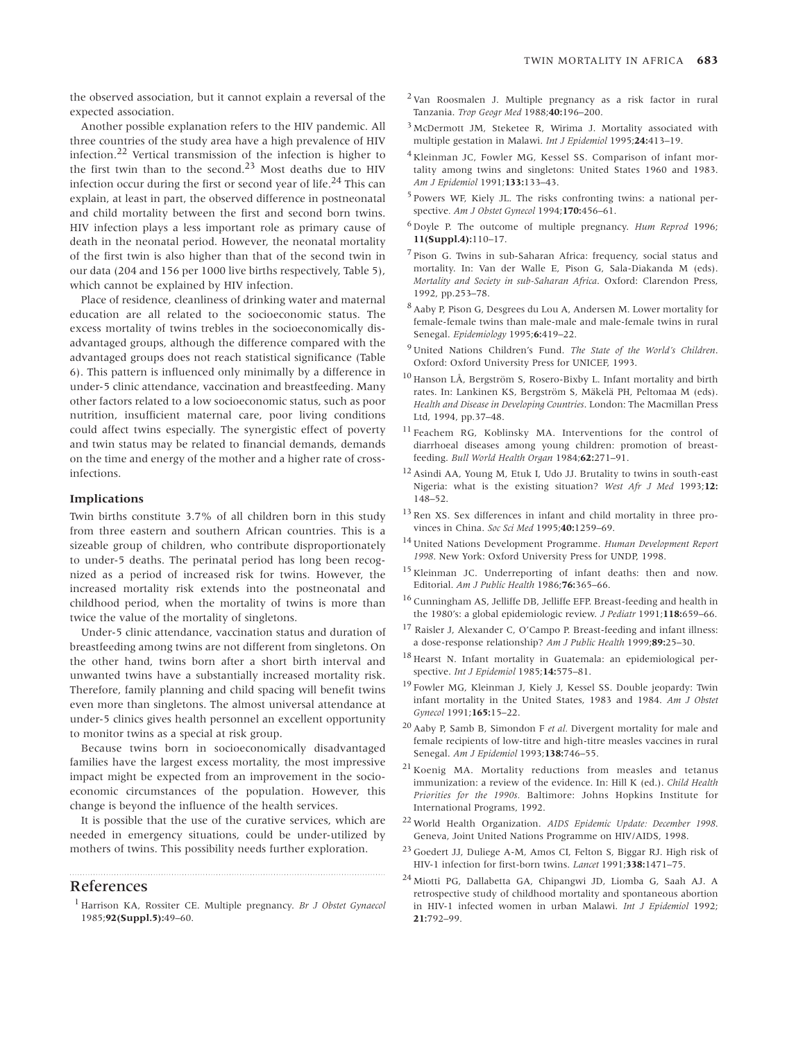the observed association, but it cannot explain a reversal of the expected association.

Another possible explanation refers to the HIV pandemic. All three countries of the study area have a high prevalence of HIV infection.[22] Vertical transmission of the infection is higher to the first twin than to the second.[23] Most deaths due to HIV infection occur during the first or second year of life.[24] This can explain, at least in part, the observed difference in postneonatal and child mortality between the first and second born twins. HIV infection plays a less important role as primary cause of death in the neonatal period. However, the neonatal mortality of the first twin is also higher than that of the second twin in our data (204 and 156 per 1000 live births respectively, Table 5), which cannot be explained by HIV infection.

Place of residence, cleanliness of drinking water and maternal education are all related to the socioeconomic status. The excess mortality of twins trebles in the socioeconomically disadvantaged groups, although the difference compared with the advantaged groups does not reach statistical significance (Table 6). This pattern is influenced only minimally by a difference in under-5 clinic attendance, vaccination and breastfeeding. Many other factors related to a low socioeconomic status, such as poor nutrition, insufficient maternal care, poor living conditions could affect twins especially. The synergistic effect of poverty and twin status may be related to financial demands, demands on the time and energy of the mother and a higher rate of cross-infections.

### Implications

Twin births constitute 3.7% of all children born in this study from three eastern and southern African countries. This is a sizeable group of children, who contribute disproportionately to under-5 deaths. The perinatal period has long been recognized as a period of increased risk for twins. However, the increased mortality risk extends into the postneonatal and childhood period, when the mortality of twins is more than twice the value of the mortality of singletons.

Under-5 clinic attendance, vaccination status and duration of breastfeeding among twins are not different from singletons. On the other hand, twins born after a short birth interval and unwanted twins have a substantially increased mortality risk. Therefore, family planning and child spacing will benefit twins even more than singletons. The almost universal attendance at under-5 clinics gives health personnel an excellent opportunity to monitor twins as a special at risk group.

Because twins born in socioeconomically disadvantaged families have the largest excess mortality, the most impressive impact might be expected from an improvement in the socioeconomic circumstances of the population. However, this change is beyond the influence of the health services.

It is possible that the use of the curative services, which are needed in emergency situations, could be under-utilized by mothers of twins. This possibility needs further exploration.

## References

[1] Harrison KA, Rossiter CE. Multiple pregnancy. *Br J Obstet Gynaecol* 1985;**92(Suppl.5):**49–60.

[2] Van Roosmalen J. Multiple pregnancy as a risk factor in rural Tanzania. *Trop Geogr Med* 1988;**40:**196–200.

[3] McDermott JM, Steketee R, Wirima J. Mortality associated with multiple gestation in Malawi. *Int J Epidemiol* 1995;**24:**413–19.

[4] Kleinman JC, Fowler MG, Kessel SS. Comparison of infant mortality among twins and singletons: United States 1960 and 1983. *Am J Epidemiol* 1991;**133:**133–43.

[5] Powers WF, Kiely JL. The risks confronting twins: a national perspective. *Am J Obstet Gynecol* 1994;**170:**456–61.

[6] Doyle P. The outcome of multiple pregnancy. *Hum Reprod* 1996; **11(Suppl.4):**110–17.

[7] Pison G. Twins in sub-Saharan Africa: frequency, social status and mortality. In: Van der Walle E, Pison G, Sala-Diakanda M (eds). *Mortality and Society in sub-Saharan Africa*. Oxford: Clarendon Press, 1992, pp.253–78.

[8] Aaby P, Pison G, Desgrees du Lou A, Andersen M. Lower mortality for female-female twins than male-male and male-female twins in rural Senegal. *Epidemiology* 1995;**6:**419–22.

[9] United Nations Children's Fund. *The State of the World's Children*. Oxford: Oxford University Press for UNICEF, 1993.

[10] Hanson LÅ, Bergström S, Rosero-Bixby L. Infant mortality and birth rates. In: Lankinen KS, Bergström S, Mäkelä PH, Peltomaa M (eds). *Health and Disease in Developing Countries*. London: The Macmillan Press Ltd, 1994, pp.37–48.

[11] Feachem RG, Koblinsky MA. Interventions for the control of diarrhoeal diseases among young children: promotion of breastfeeding. *Bull World Health Organ* 1984;**62:**271–91.

[12] Asindi AA, Young M, Etuk I, Udo JJ. Brutality to twins in south-east Nigeria: what is the existing situation? *West Afr J Med* 1993;**12:** 148–52.

[13] Ren XS. Sex differences in infant and child mortality in three provinces in China. *Soc Sci Med* 1995;**40:**1259–69.

[14] United Nations Development Programme. *Human Development Report 1998*. New York: Oxford University Press for UNDP, 1998.

[15] Kleinman JC. Underreporting of infant deaths: then and now. Editorial. *Am J Public Health* 1986;**76:**365–66.

[16] Cunningham AS, Jelliffe DB, Jelliffe EFP. Breast-feeding and health in the 1980's: a global epidemiologic review. *J Pediatr* 1991;**118:**659–66.

[17] Raisler J, Alexander C, O'Campo P. Breast-feeding and infant illness: a dose-response relationship? *Am J Public Health* 1999;**89:**25–30.

[18] Hearst N. Infant mortality in Guatemala: an epidemiological perspective. *Int J Epidemiol* 1985;**14:**575–81.

[19] Fowler MG, Kleinman J, Kiely J, Kessel SS. Double jeopardy: Twin infant mortality in the United States, 1983 and 1984. *Am J Obstet Gynecol* 1991;**165:**15–22.

[20] Aaby P, Samb B, Simondon F *et al.* Divergent mortality for male and female recipients of low-titre and high-titre measles vaccines in rural Senegal. *Am J Epidemiol* 1993;**138:**746–55.

[21] Koenig MA. Mortality reductions from measles and tetanus immunization: a review of the evidence. In: Hill K (ed.). *Child Health Priorities for the 1990s.* Baltimore: Johns Hopkins Institute for International Programs, 1992.

[22] World Health Organization. *AIDS Epidemic Update: December 1998.* Geneva, Joint United Nations Programme on HIV/AIDS, 1998.

[23] Goedert JJ, Duliege A-M, Amos CI, Felton S, Biggar RJ. High risk of HIV-1 infection for first-born twins. *Lancet* 1991;**338:**1471–75.

[24] Miotti PG, Dallabetta GA, Chipangwi JD, Liomba G, Saah AJ. A retrospective study of childhood mortality and spontaneous abortion in HIV-1 infected women in urban Malawi. *Int J Epidemiol* 1992; **21:**792–99.